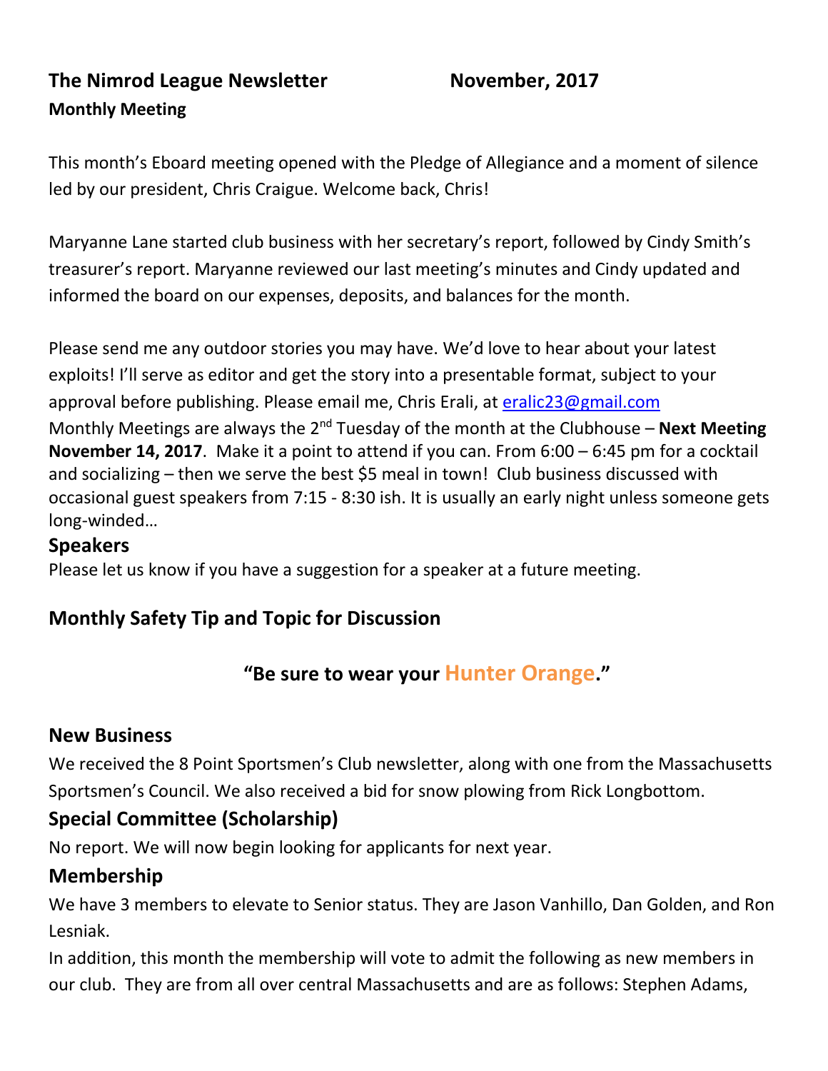# The Nimrod League Newsletter November, 2017

**Monthly Meeting**

This month's Eboard meeting opened with the Pledge of Allegiance and a moment of silence led by our president, Chris Craigue. Welcome back, Chris!

Maryanne Lane started club business with her secretary's report, followed by Cindy Smith's treasurer's report. Maryanne reviewed our last meeting's minutes and Cindy updated and informed the board on our expenses, deposits, and balances for the month.

Please send me any outdoor stories you may have. We'd love to hear about your latest exploits! I'll serve as editor and get the story into a presentable format, subject to your approval before publishing. Please email me, Chris Erali, at eralic23@gmail.com

Monthly Meetings are always the 2nd Tuesday of the month at the Clubhouse – **Next Meeting November 14, 2017**. Make it a point to attend if you can. From 6:00 – 6:45 pm for a cocktail and socializing – then we serve the best $5 meal in town! Club business discussed with occasional guest speakers from 7:15 - 8:30 ish. It is usually an early night unless someone gets long-winded…

## Speakers

Please let us know if you have a suggestion for a speaker at a future meeting.

## Monthly Safety Tip and Topic for Discussion

**"Be sure to wear your Hunter Orange."**

## New Business

We received the 8 Point Sportsmen's Club newsletter, along with one from the Massachusetts Sportsmen's Council. We also received a bid for snow plowing from Rick Longbottom.

## Special Committee (Scholarship)

No report. We will now begin looking for applicants for next year.

## Membership

We have 3 members to elevate to Senior status. They are Jason Vanhillo, Dan Golden, and Ron Lesniak.

In addition, this month the membership will vote to admit the following as new members in our club. They are from all over central Massachusetts and are as follows: Stephen Adams,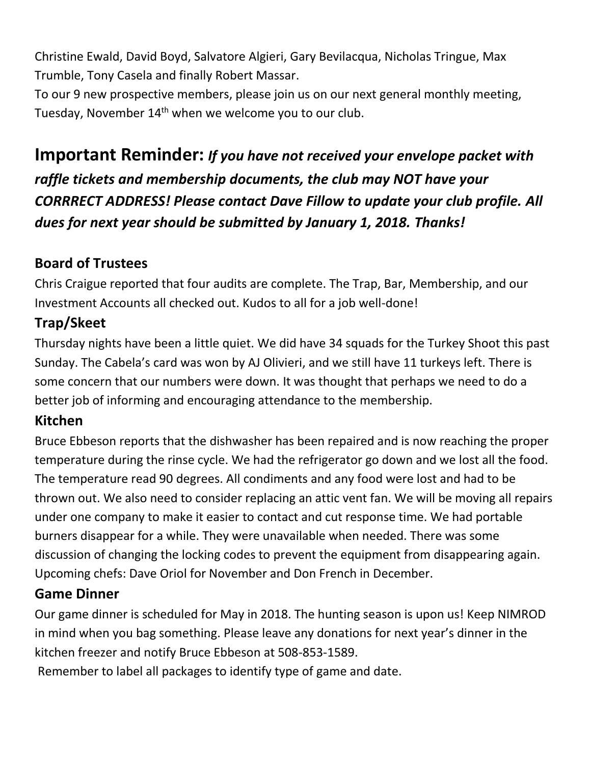Christine Ewald, David Boyd, Salvatore Algieri, Gary Bevilacqua, Nicholas Tringue, Max Trumble, Tony Casela and finally Robert Massar.

To our 9 new prospective members, please join us on our next general monthly meeting, Tuesday, November 14th when we welcome you to our club.

## Important Reminder: *If you have not received your envelope packet with raffle tickets and membership documents, the club may NOT have your CORRRECT ADDRESS! Please contact Dave Fillow to update your club profile. All dues for next year should be submitted by January 1, 2018. Thanks!*

### Board of Trustees

Chris Craigue reported that four audits are complete. The Trap, Bar, Membership, and our Investment Accounts all checked out. Kudos to all for a job well-done!

### Trap/Skeet

Thursday nights have been a little quiet. We did have 34 squads for the Turkey Shoot this past Sunday. The Cabela's card was won by AJ Olivieri, and we still have 11 turkeys left. There is some concern that our numbers were down. It was thought that perhaps we need to do a better job of informing and encouraging attendance to the membership.

### Kitchen

Bruce Ebbeson reports that the dishwasher has been repaired and is now reaching the proper temperature during the rinse cycle. We had the refrigerator go down and we lost all the food. The temperature read 90 degrees. All condiments and any food were lost and had to be thrown out. We also need to consider replacing an attic vent fan. We will be moving all repairs under one company to make it easier to contact and cut response time. We had portable burners disappear for a while. They were unavailable when needed. There was some discussion of changing the locking codes to prevent the equipment from disappearing again. Upcoming chefs: Dave Oriol for November and Don French in December.

### Game Dinner

Our game dinner is scheduled for May in 2018. The hunting season is upon us! Keep NIMROD in mind when you bag something. Please leave any donations for next year's dinner in the kitchen freezer and notify Bruce Ebbeson at 508-853-1589.

Remember to label all packages to identify type of game and date.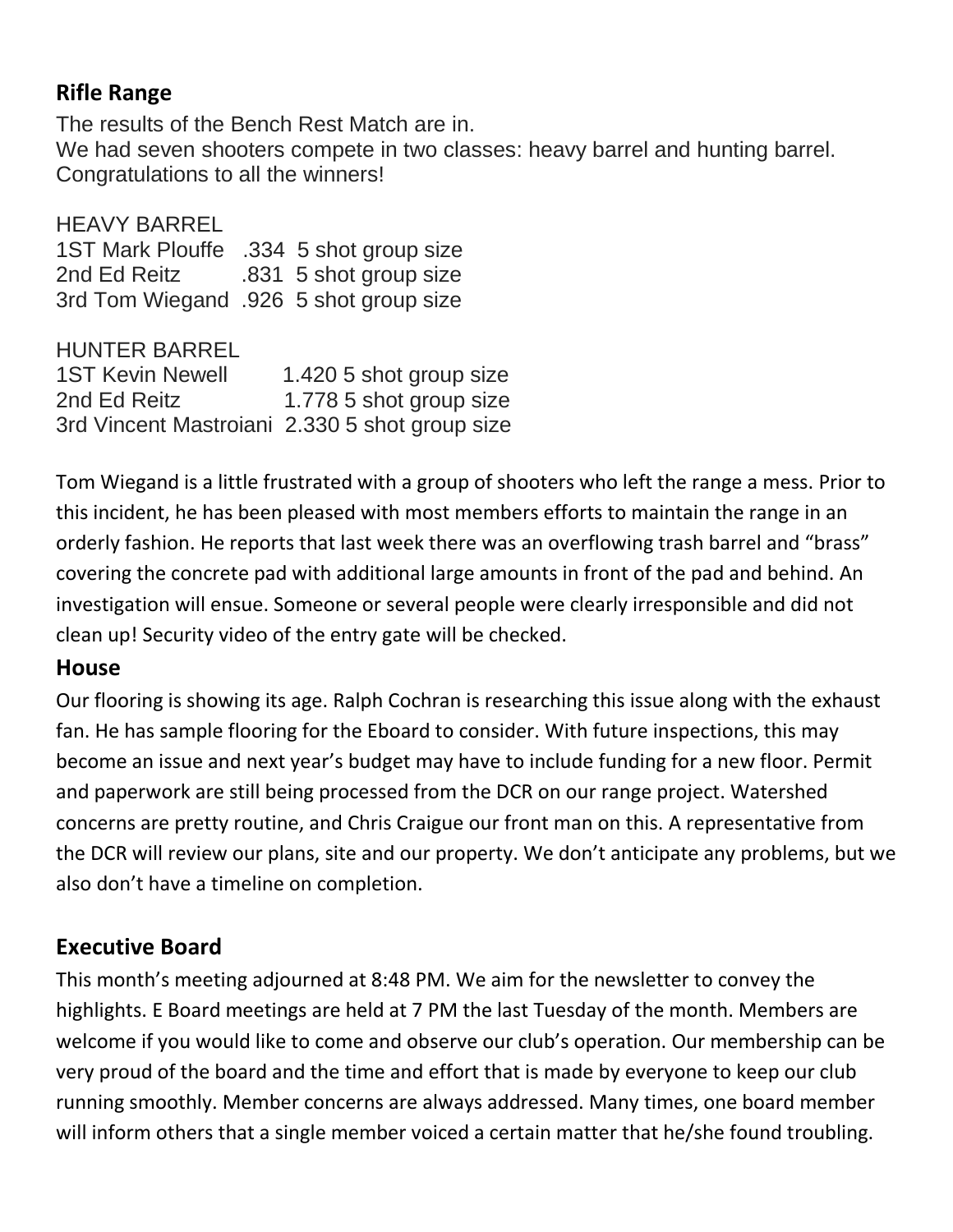## Rifle Range

The results of the Bench Rest Match are in.
We had seven shooters compete in two classes: heavy barrel and hunting barrel.
Congratulations to all the winners!

HEAVY BARREL
1ST Mark Plouffe .334 5 shot group size
2nd Ed Reitz .831 5 shot group size
3rd Tom Wiegand .926 5 shot group size

HUNTER BARREL
1ST Kevin Newell 1.420 5 shot group size
2nd Ed Reitz 1.778 5 shot group size
3rd Vincent Mastroiani 2.330 5 shot group size

Tom Wiegand is a little frustrated with a group of shooters who left the range a mess. Prior to this incident, he has been pleased with most members efforts to maintain the range in an orderly fashion. He reports that last week there was an overflowing trash barrel and "brass" covering the concrete pad with additional large amounts in front of the pad and behind. An investigation will ensue. Someone or several people were clearly irresponsible and did not clean up! Security video of the entry gate will be checked.

## House

Our flooring is showing its age. Ralph Cochran is researching this issue along with the exhaust fan. He has sample flooring for the Eboard to consider. With future inspections, this may become an issue and next year's budget may have to include funding for a new floor. Permit and paperwork are still being processed from the DCR on our range project. Watershed concerns are pretty routine, and Chris Craigue our front man on this. A representative from the DCR will review our plans, site and our property. We don't anticipate any problems, but we also don't have a timeline on completion.

## Executive Board

This month's meeting adjourned at 8:48 PM. We aim for the newsletter to convey the highlights. E Board meetings are held at 7 PM the last Tuesday of the month. Members are welcome if you would like to come and observe our club's operation. Our membership can be very proud of the board and the time and effort that is made by everyone to keep our club running smoothly. Member concerns are always addressed. Many times, one board member will inform others that a single member voiced a certain matter that he/she found troubling.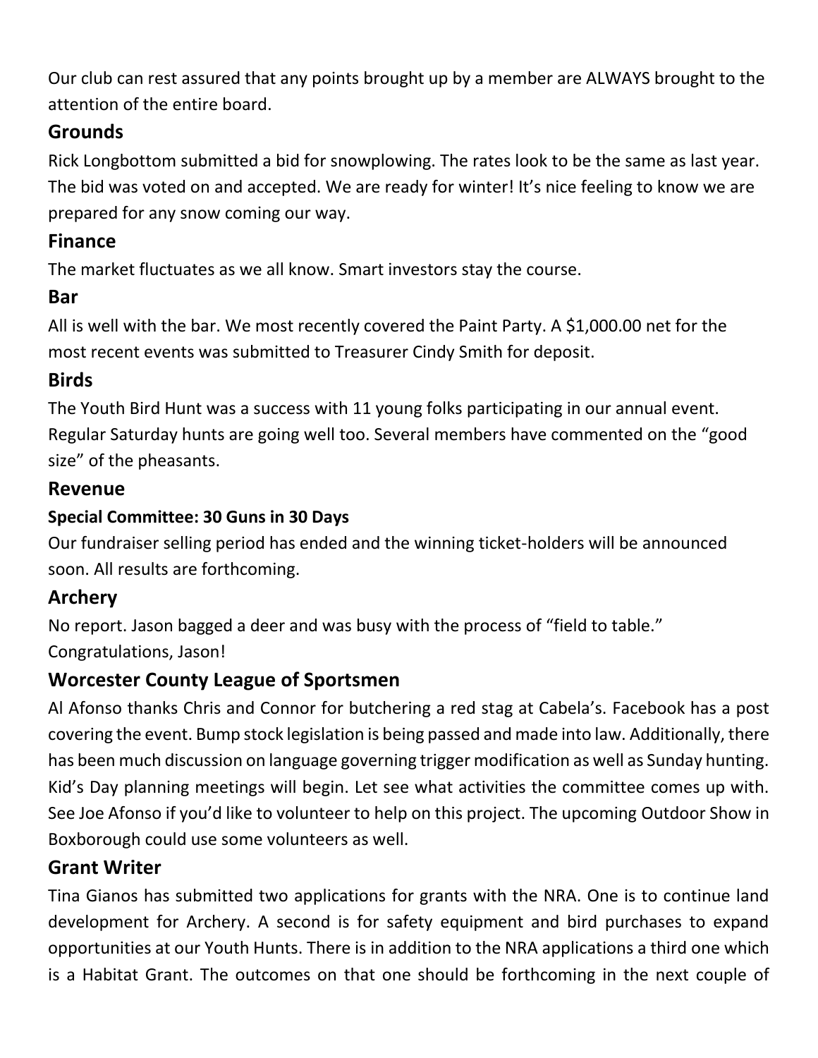Our club can rest assured that any points brought up by a member are ALWAYS brought to the attention of the entire board.

## Grounds

Rick Longbottom submitted a bid for snowplowing. The rates look to be the same as last year. The bid was voted on and accepted. We are ready for winter! It's nice feeling to know we are prepared for any snow coming our way.

## Finance

The market fluctuates as we all know. Smart investors stay the course.

## Bar

All is well with the bar. We most recently covered the Paint Party. A $1,000.00 net for the most recent events was submitted to Treasurer Cindy Smith for deposit.

## Birds

The Youth Bird Hunt was a success with 11 young folks participating in our annual event. Regular Saturday hunts are going well too. Several members have commented on the "good size" of the pheasants.

## Revenue

### Special Committee: 30 Guns in 30 Days

Our fundraiser selling period has ended and the winning ticket-holders will be announced soon. All results are forthcoming.

## Archery

No report. Jason bagged a deer and was busy with the process of "field to table." Congratulations, Jason!

## Worcester County League of Sportsmen

Al Afonso thanks Chris and Connor for butchering a red stag at Cabela's. Facebook has a post covering the event. Bump stock legislation is being passed and made into law. Additionally, there has been much discussion on language governing trigger modification as well as Sunday hunting. Kid's Day planning meetings will begin. Let see what activities the committee comes up with. See Joe Afonso if you'd like to volunteer to help on this project. The upcoming Outdoor Show in Boxborough could use some volunteers as well.

## Grant Writer

Tina Gianos has submitted two applications for grants with the NRA. One is to continue land development for Archery. A second is for safety equipment and bird purchases to expand opportunities at our Youth Hunts. There is in addition to the NRA applications a third one which is a Habitat Grant. The outcomes on that one should be forthcoming in the next couple of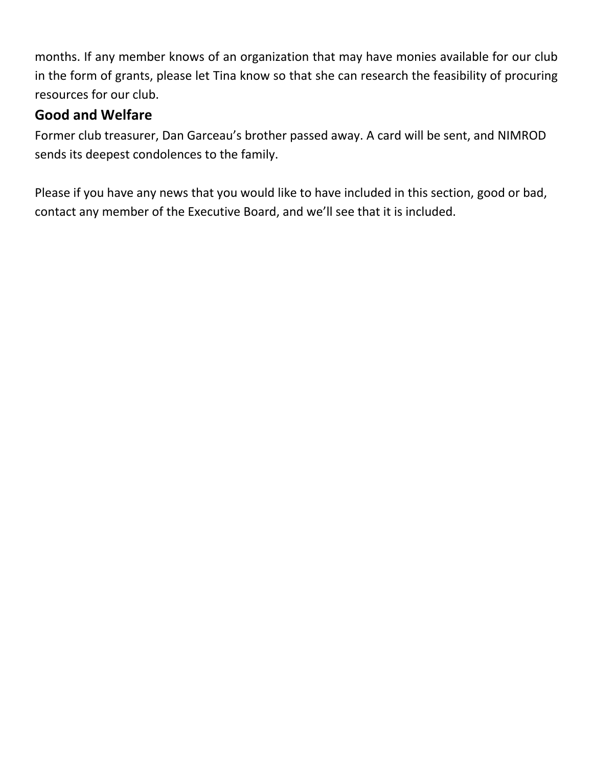months. If any member knows of an organization that may have monies available for our club in the form of grants, please let Tina know so that she can research the feasibility of procuring resources for our club.

## Good and Welfare

Former club treasurer, Dan Garceau's brother passed away. A card will be sent, and NIMROD sends its deepest condolences to the family.

Please if you have any news that you would like to have included in this section, good or bad, contact any member of the Executive Board, and we'll see that it is included.